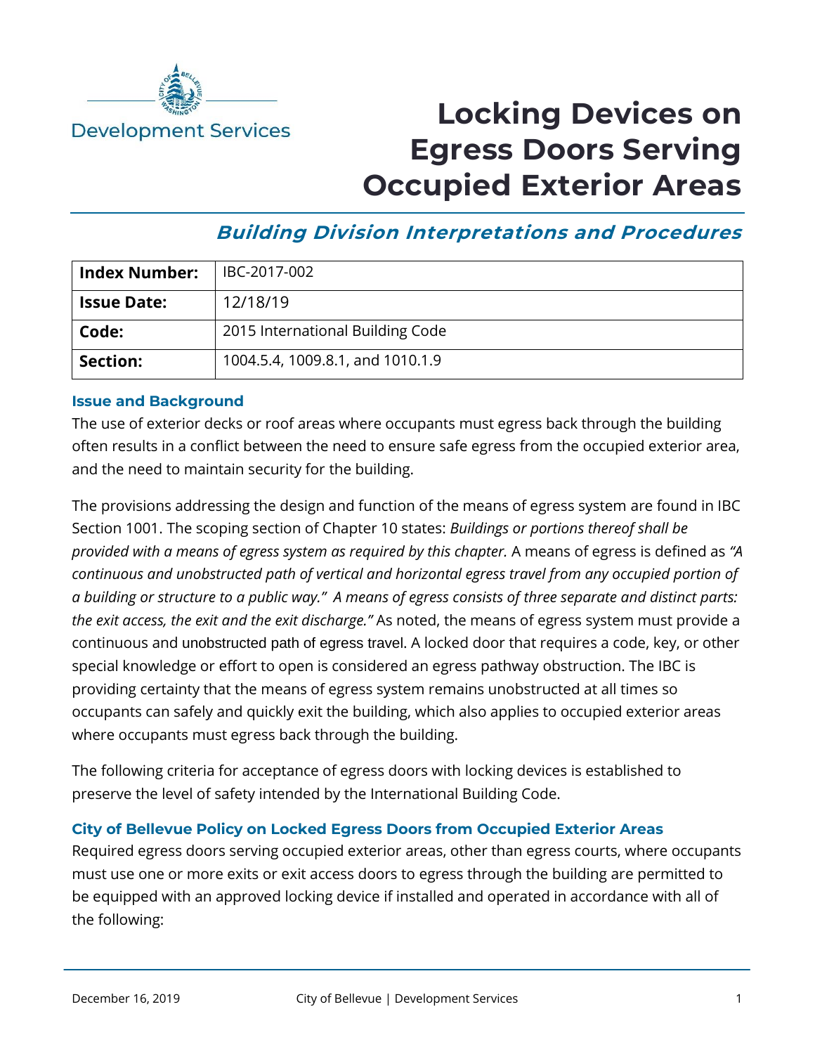Development Services

# Locking Devices on Egress Doors Serving Occupied Exterior Areas

## *Building Division Interpretations and Procedures*

| **Index Number:** | IBC-2017-002 |
|---|---|
| **Issue Date:** | 12/18/19 |
| **Code:** | 2015 International Building Code |
| **Section:** | 1004.5.4, 1009.8.1, and 1010.1.9 |

### Issue and Background

The use of exterior decks or roof areas where occupants must egress back through the building often results in a conflict between the need to ensure safe egress from the occupied exterior area, and the need to maintain security for the building.

The provisions addressing the design and function of the means of egress system are found in IBC Section 1001. The scoping section of Chapter 10 states: *Buildings or portions thereof shall be provided with a means of egress system as required by this chapter.* A means of egress is defined as *"A continuous and unobstructed path of vertical and horizontal egress travel from any occupied portion of a building or structure to a public way." A means of egress consists of three separate and distinct parts: the exit access, the exit and the exit discharge."* As noted, the means of egress system must provide a continuous and unobstructed path of egress travel. A locked door that requires a code, key, or other special knowledge or effort to open is considered an egress pathway obstruction. The IBC is providing certainty that the means of egress system remains unobstructed at all times so occupants can safely and quickly exit the building, which also applies to occupied exterior areas where occupants must egress back through the building.

The following criteria for acceptance of egress doors with locking devices is established to preserve the level of safety intended by the International Building Code.

### City of Bellevue Policy on Locked Egress Doors from Occupied Exterior Areas

Required egress doors serving occupied exterior areas, other than egress courts, where occupants must use one or more exits or exit access doors to egress through the building are permitted to be equipped with an approved locking device if installed and operated in accordance with all of the following: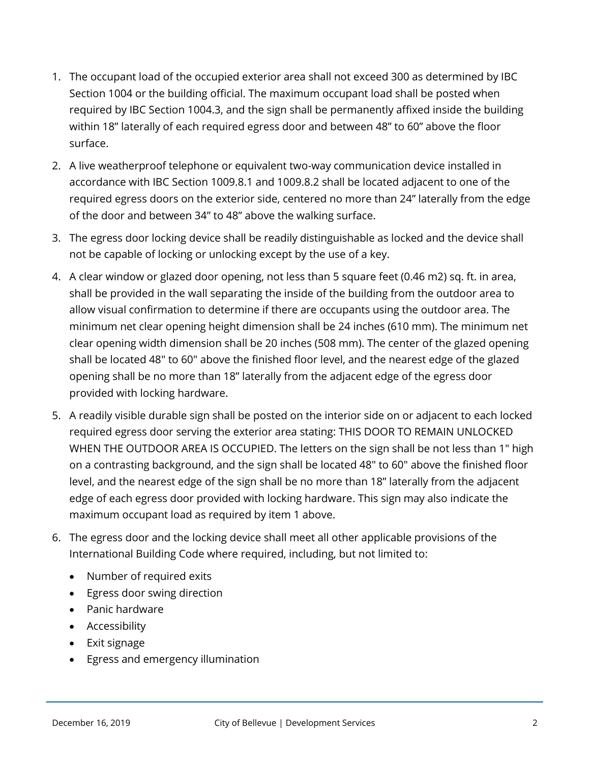1. The occupant load of the occupied exterior area shall not exceed 300 as determined by IBC Section 1004 or the building official. The maximum occupant load shall be posted when required by IBC Section 1004.3, and the sign shall be permanently affixed inside the building within 18” laterally of each required egress door and between 48” to 60” above the floor surface.
2. A live weatherproof telephone or equivalent two-way communication device installed in accordance with IBC Section 1009.8.1 and 1009.8.2 shall be located adjacent to one of the required egress doors on the exterior side, centered no more than 24” laterally from the edge of the door and between 34” to 48” above the walking surface.
3. The egress door locking device shall be readily distinguishable as locked and the device shall not be capable of locking or unlocking except by the use of a key.
4. A clear window or glazed door opening, not less than 5 square feet (0.46 m2) sq. ft. in area, shall be provided in the wall separating the inside of the building from the outdoor area to allow visual confirmation to determine if there are occupants using the outdoor area. The minimum net clear opening height dimension shall be 24 inches (610 mm). The minimum net clear opening width dimension shall be 20 inches (508 mm). The center of the glazed opening shall be located 48" to 60" above the finished floor level, and the nearest edge of the glazed opening shall be no more than 18” laterally from the adjacent edge of the egress door provided with locking hardware.
5. A readily visible durable sign shall be posted on the interior side on or adjacent to each locked required egress door serving the exterior area stating: THIS DOOR TO REMAIN UNLOCKED WHEN THE OUTDOOR AREA IS OCCUPIED. The letters on the sign shall be not less than 1" high on a contrasting background, and the sign shall be located 48" to 60" above the finished floor level, and the nearest edge of the sign shall be no more than 18” laterally from the adjacent edge of each egress door provided with locking hardware. This sign may also indicate the maximum occupant load as required by item 1 above.
6. The egress door and the locking device shall meet all other applicable provisions of the International Building Code where required, including, but not limited to:
   - Number of required exits
   - Egress door swing direction
   - Panic hardware
   - Accessibility
   - Exit signage
   - Egress and emergency illumination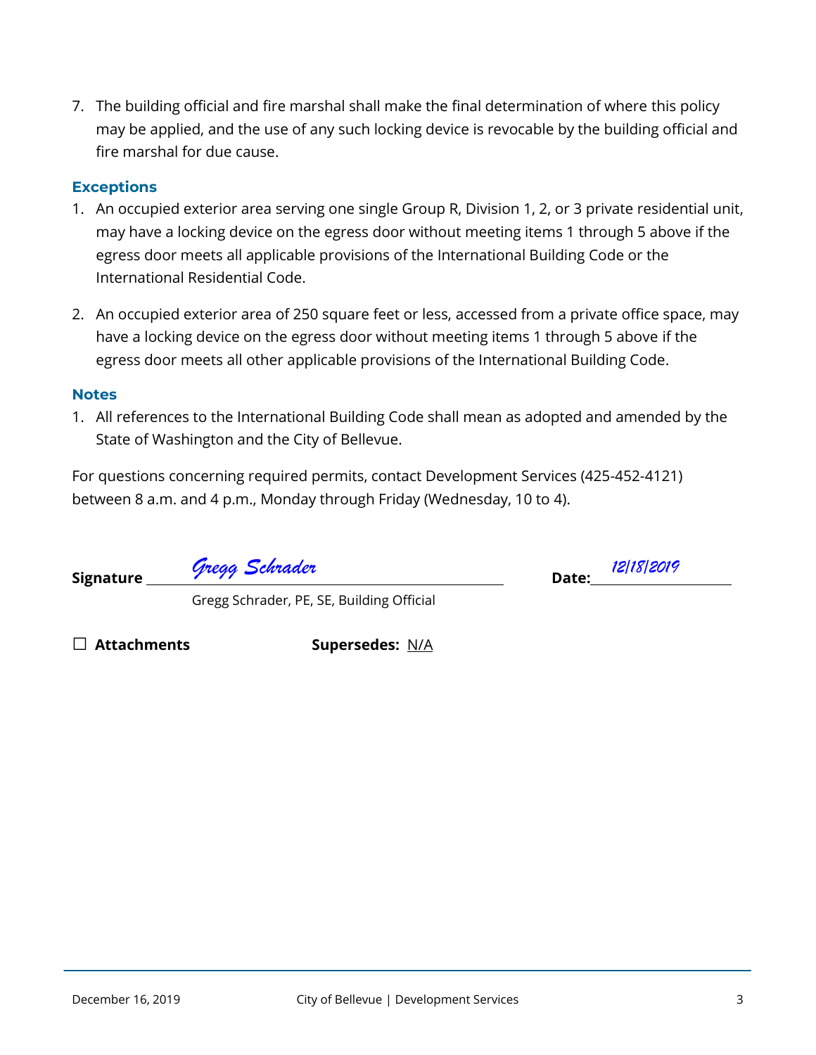7. The building official and fire marshal shall make the final determination of where this policy may be applied, and the use of any such locking device is revocable by the building official and fire marshal for due cause.

### Exceptions

1. An occupied exterior area serving one single Group R, Division 1, 2, or 3 private residential unit, may have a locking device on the egress door without meeting items 1 through 5 above if the egress door meets all applicable provisions of the International Building Code or the International Residential Code.

2. An occupied exterior area of 250 square feet or less, accessed from a private office space, may have a locking device on the egress door without meeting items 1 through 5 above if the egress door meets all other applicable provisions of the International Building Code.

### Notes

1. All references to the International Building Code shall mean as adopted and amended by the State of Washington and the City of Bellevue.

For questions concerning required permits, contact Development Services (425-452-4121) between 8 a.m. and 4 p.m., Monday through Friday (Wednesday, 10 to 4).

**Signature** *Gregg Schrader* **Date:** *12/18/2019*

Gregg Schrader, PE, SE, Building Official

☐ **Attachments** **Supersedes:** N/A